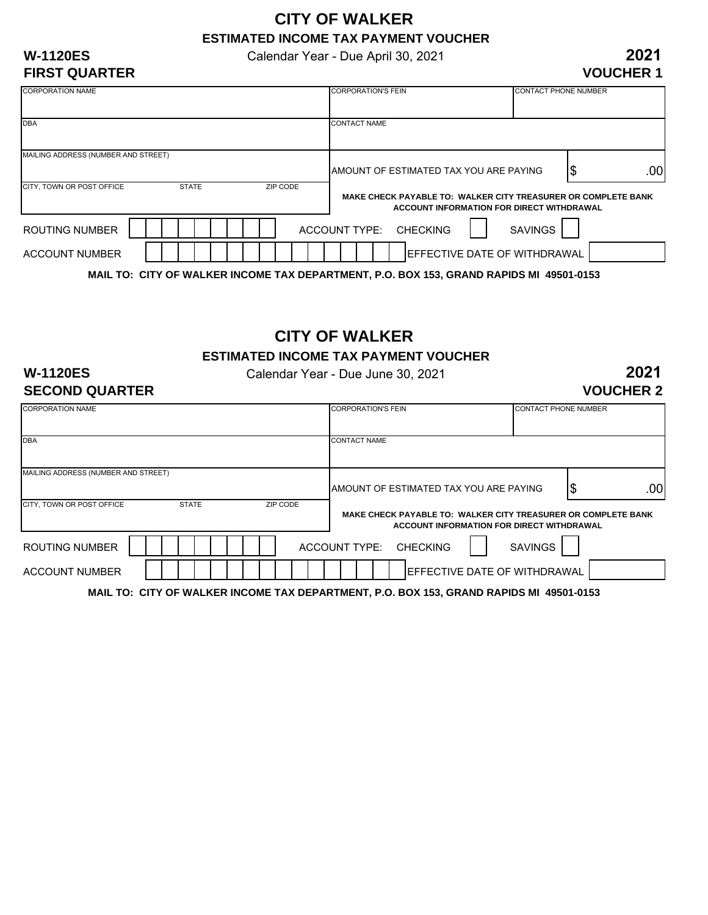# CITY OF WALKER

## ESTIMATED INCOME TAX PAYMENT VOUCHER

**W-1120ES** Calendar Year - Due April 30, 2021 **2021**

**FIRST QUARTER** **VOUCHER 1**

| CORPORATION NAME | CORPORATION'S FEIN | CONTACT PHONE NUMBER |
|---|---|---|
| DBA | CONTACT NAME | |
| MAILING ADDRESS (NUMBER AND STREET) | AMOUNT OF ESTIMATED TAX YOU ARE PAYING | $ .00 |
| CITY, TOWN OR POST OFFICE STATE ZIP CODE | **MAKE CHECK PAYABLE TO: WALKER CITY TREASURER OR COMPLETE BANK ACCOUNT INFORMATION FOR DIRECT WITHDRAWAL** | |

ROUTING NUMBER ACCOUNT TYPE: CHECKING SAVINGS

ACCOUNT NUMBER EFFECTIVE DATE OF WITHDRAWAL

**MAIL TO: CITY OF WALKER INCOME TAX DEPARTMENT, P.O. BOX 153, GRAND RAPIDS MI 49501-0153**

# CITY OF WALKER

## ESTIMATED INCOME TAX PAYMENT VOUCHER

**W-1120ES** Calendar Year - Due June 30, 2021 **2021**

**SECOND QUARTER** **VOUCHER 2**

| CORPORATION NAME | CORPORATION'S FEIN | CONTACT PHONE NUMBER |
|---|---|---|
| DBA | CONTACT NAME | |
| MAILING ADDRESS (NUMBER AND STREET) | AMOUNT OF ESTIMATED TAX YOU ARE PAYING | $ .00 |
| CITY, TOWN OR POST OFFICE STATE ZIP CODE | **MAKE CHECK PAYABLE TO: WALKER CITY TREASURER OR COMPLETE BANK ACCOUNT INFORMATION FOR DIRECT WITHDRAWAL** | |

ROUTING NUMBER ACCOUNT TYPE: CHECKING SAVINGS

ACCOUNT NUMBER EFFECTIVE DATE OF WITHDRAWAL

**MAIL TO: CITY OF WALKER INCOME TAX DEPARTMENT, P.O. BOX 153, GRAND RAPIDS MI 49501-0153**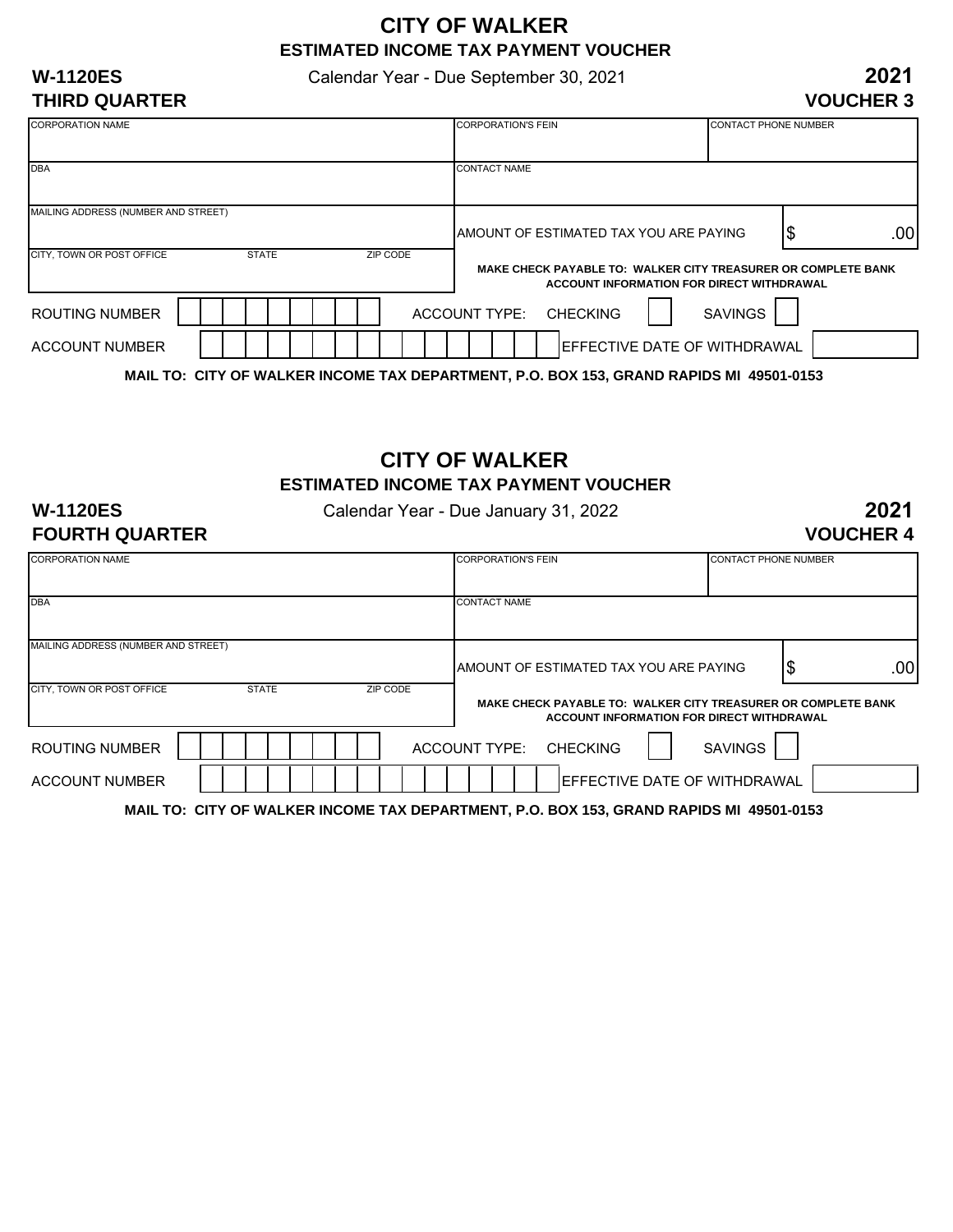# CITY OF WALKER

## ESTIMATED INCOME TAX PAYMENT VOUCHER

**W-1120ES** Calendar Year - Due September 30, 2021 **2021**

**THIRD QUARTER** **VOUCHER 3**

| CORPORATION NAME | CORPORATION'S FEIN | CONTACT PHONE NUMBER |
|---|---|---|
| DBA | CONTACT NAME | |
| MAILING ADDRESS (NUMBER AND STREET) | AMOUNT OF ESTIMATED TAX YOU ARE PAYING | $ .00 |
| CITY, TOWN OR POST OFFICE STATE ZIP CODE | **MAKE CHECK PAYABLE TO: WALKER CITY TREASURER OR COMPLETE BANK ACCOUNT INFORMATION FOR DIRECT WITHDRAWAL** | |

ROUTING NUMBER ACCOUNT TYPE: CHECKING SAVINGS

ACCOUNT NUMBER EFFECTIVE DATE OF WITHDRAWAL

**MAIL TO: CITY OF WALKER INCOME TAX DEPARTMENT, P.O. BOX 153, GRAND RAPIDS MI 49501-0153**

# CITY OF WALKER

## ESTIMATED INCOME TAX PAYMENT VOUCHER

**W-1120ES** Calendar Year - Due January 31, 2022 **2021**

**FOURTH QUARTER** **VOUCHER 4**

| CORPORATION NAME | CORPORATION'S FEIN | CONTACT PHONE NUMBER |
|---|---|---|
| DBA | CONTACT NAME | |
| MAILING ADDRESS (NUMBER AND STREET) | AMOUNT OF ESTIMATED TAX YOU ARE PAYING | $ .00 |
| CITY, TOWN OR POST OFFICE STATE ZIP CODE | **MAKE CHECK PAYABLE TO: WALKER CITY TREASURER OR COMPLETE BANK ACCOUNT INFORMATION FOR DIRECT WITHDRAWAL** | |

ROUTING NUMBER ACCOUNT TYPE: CHECKING SAVINGS

ACCOUNT NUMBER EFFECTIVE DATE OF WITHDRAWAL

**MAIL TO: CITY OF WALKER INCOME TAX DEPARTMENT, P.O. BOX 153, GRAND RAPIDS MI 49501-0153**